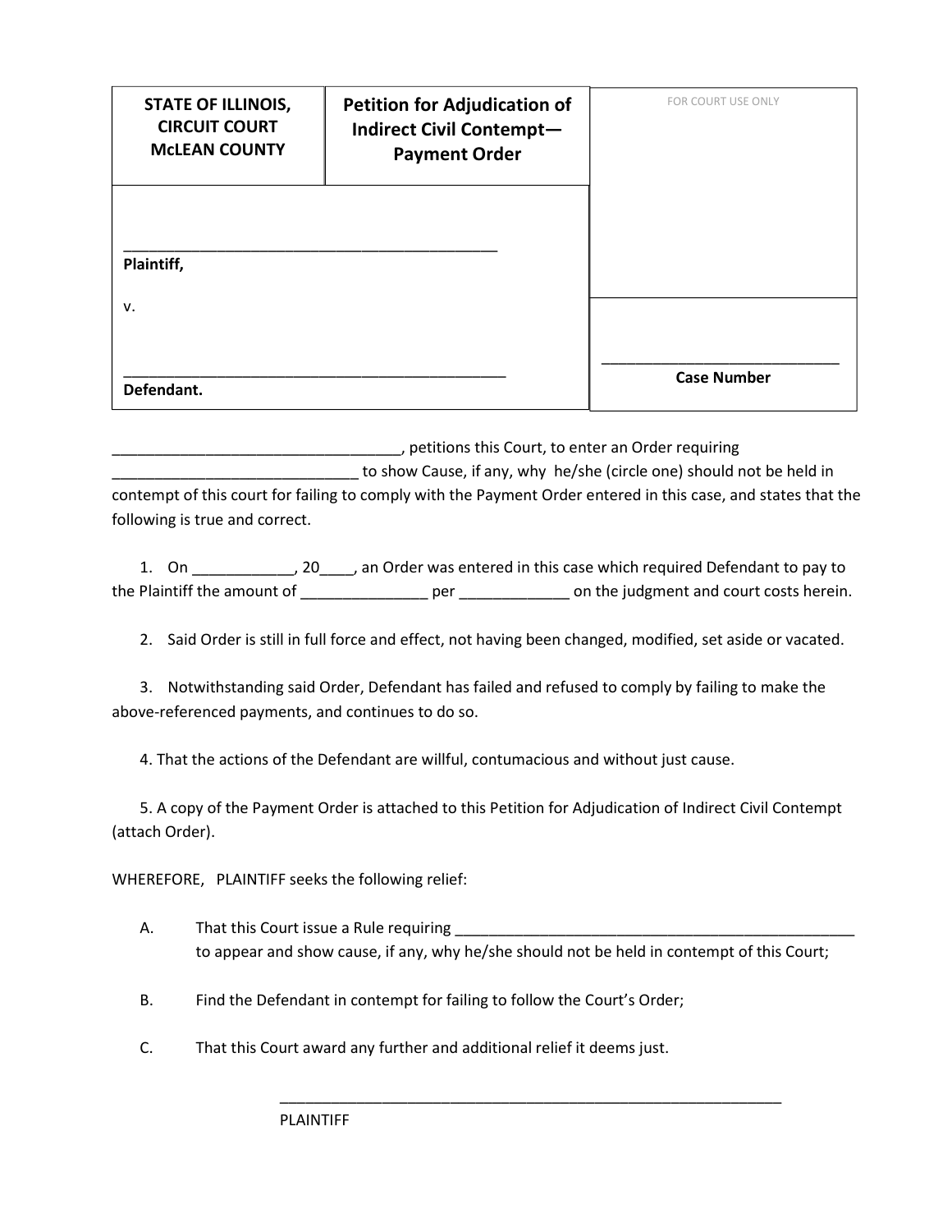| STATE OF ILLINOIS, CIRCUIT COURT McLEAN COUNTY | Petition for Adjudication of Indirect Civil Contempt—Payment Order | FOR COURT USE ONLY |
|---|---|---|
| ____________________________________________ **Plaintiff,** v. ____________________________________________ **Defendant.** | | ______________________________ **Case Number** |

__________________________________, petitions this Court, to enter an Order requiring ____________________________ to show Cause, if any, why he/she (circle one) should not be held in contempt of this court for failing to comply with the Payment Order entered in this case, and states that the following is true and correct.

1. On ___________, 20____, an Order was entered in this case which required Defendant to pay to the Plaintiff the amount of _______________ per _____________ on the judgment and court costs herein.

2. Said Order is still in full force and effect, not having been changed, modified, set aside or vacated.

3. Notwithstanding said Order, Defendant has failed and refused to comply by failing to make the above-referenced payments, and continues to do so.

4. That the actions of the Defendant are willful, contumacious and without just cause.

5. A copy of the Payment Order is attached to this Petition for Adjudication of Indirect Civil Contempt (attach Order).

WHEREFORE, PLAINTIFF seeks the following relief:

A. That this Court issue a Rule requiring ________________________________________________ to appear and show cause, if any, why he/she should not be held in contempt of this Court;

B. Find the Defendant in contempt for failing to follow the Court's Order;

C. That this Court award any further and additional relief it deems just.

______________________________________________________________

PLAINTIFF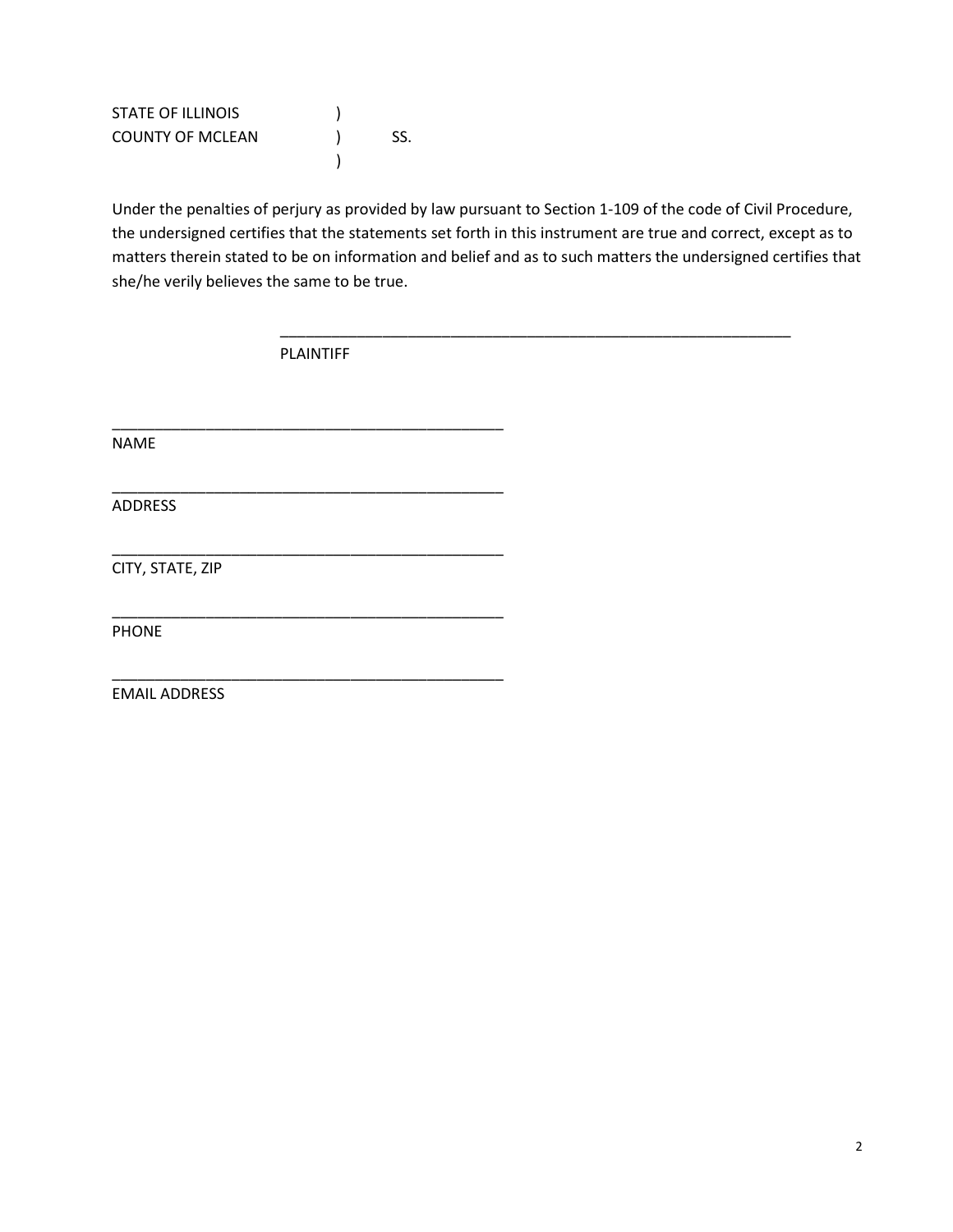STATE OF ILLINOIS )
COUNTY OF MCLEAN ) SS.
)

Under the penalties of perjury as provided by law pursuant to Section 1-109 of the code of Civil Procedure, the undersigned certifies that the statements set forth in this instrument are true and correct, except as to matters therein stated to be on information and belief and as to such matters the undersigned certifies that she/he verily believes the same to be true.

_______________________________________________
PLAINTIFF

_______________________________________________
NAME

_______________________________________________
ADDRESS

_______________________________________________
CITY, STATE, ZIP

_______________________________________________
PHONE

_______________________________________________
EMAIL ADDRESS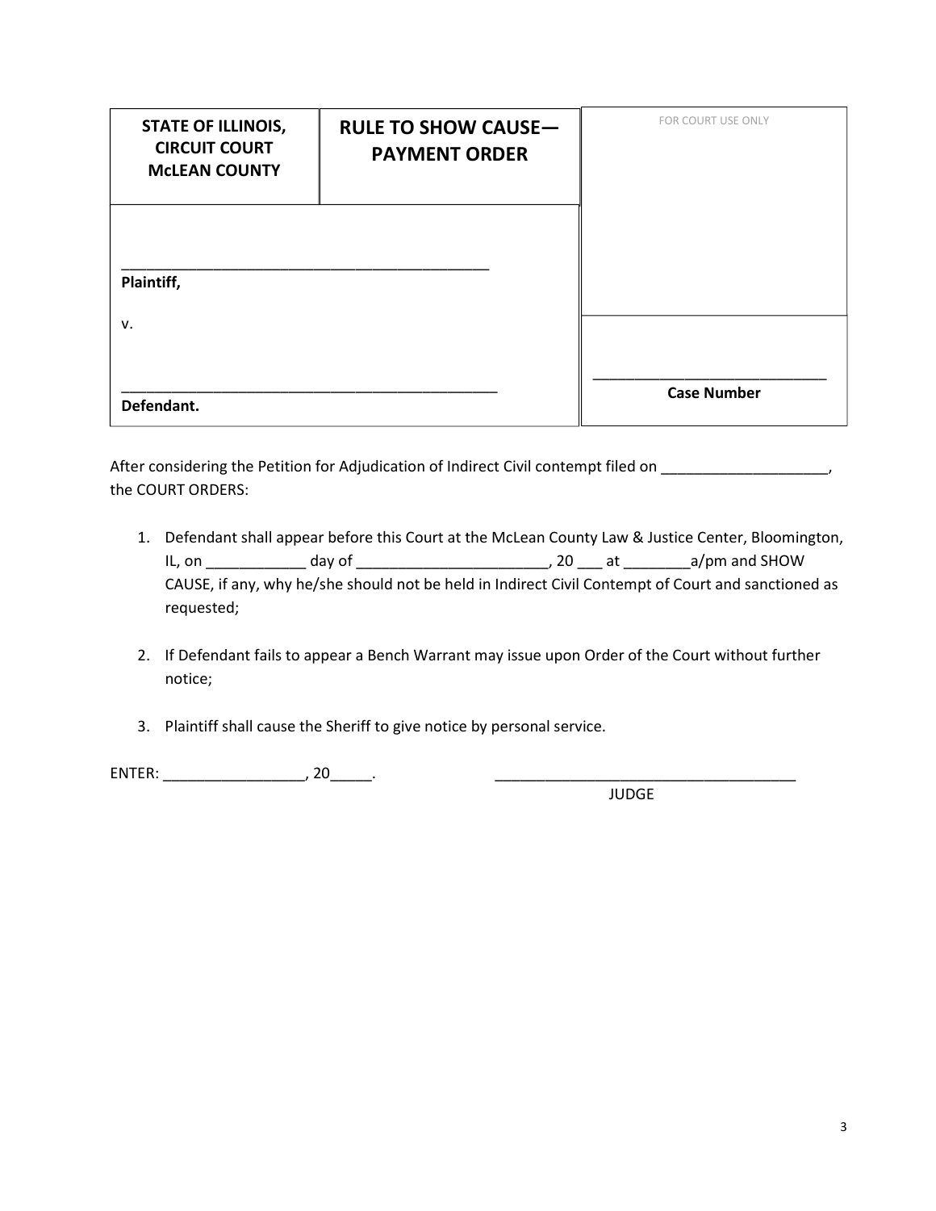| STATE OF ILLINOIS, CIRCUIT COURT McLEAN COUNTY | RULE TO SHOW CAUSE— PAYMENT ORDER | FOR COURT USE ONLY |
|---|---|---|
| _____________________________________________ Plaintiff, v. _____________________________________________ Defendant. | | _____________________________ Case Number |

After considering the Petition for Adjudication of Indirect Civil contempt filed on ____________________, the COURT ORDERS:

1. Defendant shall appear before this Court at the McLean County Law & Justice Center, Bloomington, IL, on ____________ day of _______________________, 20 ___ at ________a/pm and SHOW CAUSE, if any, why he/she should not be held in Indirect Civil Contempt of Court and sanctioned as requested;

2. If Defendant fails to appear a Bench Warrant may issue upon Order of the Court without further notice;

3. Plaintiff shall cause the Sheriff to give notice by personal service.

ENTER: _________________, 20_____.

____________________________________
JUDGE